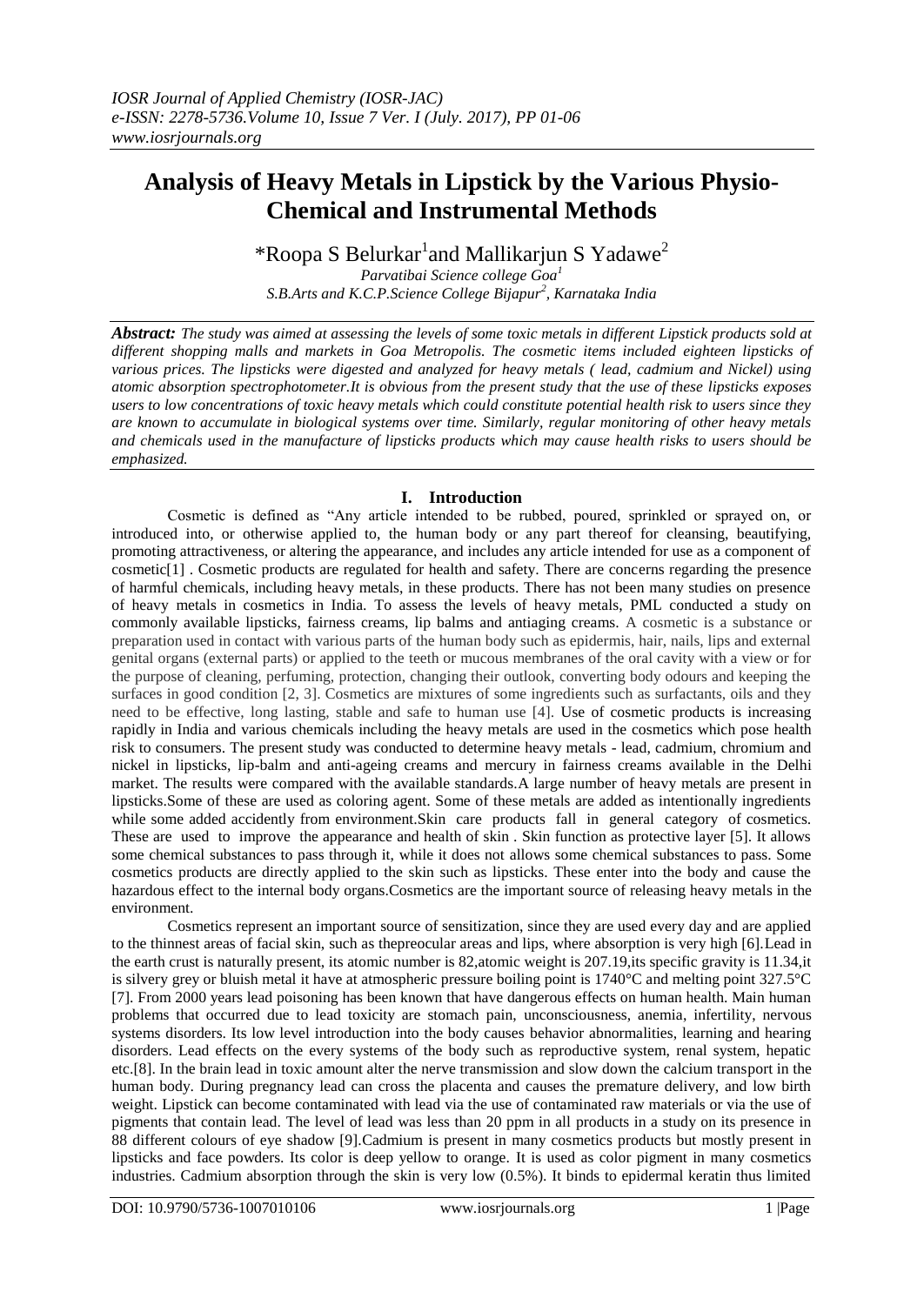# Analysis of Heavy Metals in Lipstick by the Various Physio-Chemical and Instrumental Methods

*Roopa S Belurkar[1] and Mallikarjun S Yadawe[2]

*Parvatibai Science college Goa[1]*

*S.B.Arts and K.C.P.Science College Bijapur[2], Karnataka India*

***Abstract:*** *The study was aimed at assessing the levels of some toxic metals in different Lipstick products sold at different shopping malls and markets in Goa Metropolis. The cosmetic items included eighteen lipsticks of various prices. The lipsticks were digested and analyzed for heavy metals ( lead, cadmium and Nickel) using atomic absorption spectrophotometer.It is obvious from the present study that the use of these lipsticks exposes users to low concentrations of toxic heavy metals which could constitute potential health risk to users since they are known to accumulate in biological systems over time. Similarly, regular monitoring of other heavy metals and chemicals used in the manufacture of lipsticks products which may cause health risks to users should be emphasized.*

## I. Introduction

Cosmetic is defined as "Any article intended to be rubbed, poured, sprinkled or sprayed on, or introduced into, or otherwise applied to, the human body or any part thereof for cleansing, beautifying, promoting attractiveness, or altering the appearance, and includes any article intended for use as a component of cosmetic[1] . Cosmetic products are regulated for health and safety. There are concerns regarding the presence of harmful chemicals, including heavy metals, in these products. There has not been many studies on presence of heavy metals in cosmetics in India. To assess the levels of heavy metals, PML conducted a study on commonly available lipsticks, fairness creams, lip balms and antiaging creams. A cosmetic is a substance or preparation used in contact with various parts of the human body such as epidermis, hair, nails, lips and external genital organs (external parts) or applied to the teeth or mucous membranes of the oral cavity with a view or for the purpose of cleaning, perfuming, protection, changing their outlook, converting body odours and keeping the surfaces in good condition [2, 3]. Cosmetics are mixtures of some ingredients such as surfactants, oils and they need to be effective, long lasting, stable and safe to human use [4]. Use of cosmetic products is increasing rapidly in India and various chemicals including the heavy metals are used in the cosmetics which pose health risk to consumers. The present study was conducted to determine heavy metals - lead, cadmium, chromium and nickel in lipsticks, lip-balm and anti-ageing creams and mercury in fairness creams available in the Delhi market. The results were compared with the available standards.A large number of heavy metals are present in lipsticks.Some of these are used as coloring agent. Some of these metals are added as intentionally ingredients while some added accidently from environment.Skin care products fall in general category of cosmetics. These are used to improve the appearance and health of skin . Skin function as protective layer [5]. It allows some chemical substances to pass through it, while it does not allows some chemical substances to pass. Some cosmetics products are directly applied to the skin such as lipsticks. These enter into the body and cause the hazardous effect to the internal body organs.Cosmetics are the important source of releasing heavy metals in the environment.

Cosmetics represent an important source of sensitization, since they are used every day and are applied to the thinnest areas of facial skin, such as thepreocular areas and lips, where absorption is very high [6].Lead in the earth crust is naturally present, its atomic number is 82,atomic weight is 207.19,its specific gravity is 11.34,it is silvery grey or bluish metal it have at atmospheric pressure boiling point is 1740°C and melting point 327.5°C [7]. From 2000 years lead poisoning has been known that have dangerous effects on human health. Main human problems that occurred due to lead toxicity are stomach pain, unconsciousness, anemia, infertility, nervous systems disorders. Its low level introduction into the body causes behavior abnormalities, learning and hearing disorders. Lead effects on the every systems of the body such as reproductive system, renal system, hepatic etc.[8]. In the brain lead in toxic amount alter the nerve transmission and slow down the calcium transport in the human body. During pregnancy lead can cross the placenta and causes the premature delivery, and low birth weight. Lipstick can become contaminated with lead via the use of contaminated raw materials or via the use of pigments that contain lead. The level of lead was less than 20 ppm in all products in a study on its presence in 88 different colours of eye shadow [9].Cadmium is present in many cosmetics products but mostly present in lipsticks and face powders. Its color is deep yellow to orange. It is used as color pigment in many cosmetics industries. Cadmium absorption through the skin is very low (0.5%). It binds to epidermal keratin thus limited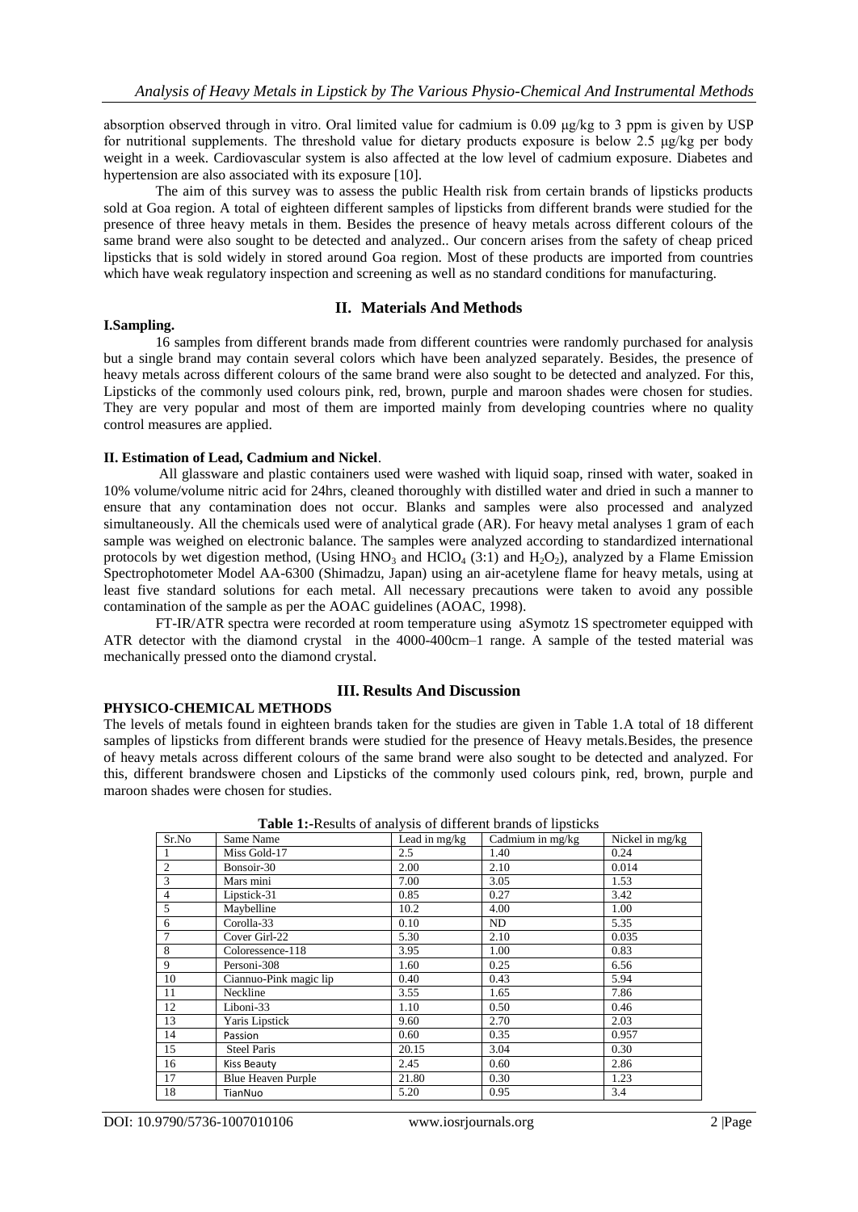absorption observed through in vitro. Oral limited value for cadmium is 0.09 μg/kg to 3 ppm is given by USP for nutritional supplements. The threshold value for dietary products exposure is below 2.5 μg/kg per body weight in a week. Cardiovascular system is also affected at the low level of cadmium exposure. Diabetes and hypertension are also associated with its exposure [10].

The aim of this survey was to assess the public Health risk from certain brands of lipsticks products sold at Goa region. A total of eighteen different samples of lipsticks from different brands were studied for the presence of three heavy metals in them. Besides the presence of heavy metals across different colours of the same brand were also sought to be detected and analyzed.. Our concern arises from the safety of cheap priced lipsticks that is sold widely in stored around Goa region. Most of these products are imported from countries which have weak regulatory inspection and screening as well as no standard conditions for manufacturing.

## II. Materials And Methods

### I.Sampling.

16 samples from different brands made from different countries were randomly purchased for analysis but a single brand may contain several colors which have been analyzed separately. Besides, the presence of heavy metals across different colours of the same brand were also sought to be detected and analyzed. For this, Lipsticks of the commonly used colours pink, red, brown, purple and maroon shades were chosen for studies. They are very popular and most of them are imported mainly from developing countries where no quality control measures are applied.

### II. Estimation of Lead, Cadmium and Nickel.

All glassware and plastic containers used were washed with liquid soap, rinsed with water, soaked in 10% volume/volume nitric acid for 24hrs, cleaned thoroughly with distilled water and dried in such a manner to ensure that any contamination does not occur. Blanks and samples were also processed and analyzed simultaneously. All the chemicals used were of analytical grade (AR). For heavy metal analyses 1 gram of each sample was weighed on electronic balance. The samples were analyzed according to standardized international protocols by wet digestion method, (Using $HNO_3$ and $HClO_4$ (3:1) and $H_2O_2$), analyzed by a Flame Emission Spectrophotometer Model AA-6300 (Shimadzu, Japan) using an air-acetylene flame for heavy metals, using at least five standard solutions for each metal. All necessary precautions were taken to avoid any possible contamination of the sample as per the AOAC guidelines (AOAC, 1998).

FT-IR/ATR spectra were recorded at room temperature using aSymotz 1S spectrometer equipped with ATR detector with the diamond crystal in the 4000-400cm–1 range. A sample of the tested material was mechanically pressed onto the diamond crystal.

## III. Results And Discussion

### PHYSICO-CHEMICAL METHODS

The levels of metals found in eighteen brands taken for the studies are given in Table 1.A total of 18 different samples of lipsticks from different brands were studied for the presence of Heavy metals.Besides, the presence of heavy metals across different colours of the same brand were also sought to be detected and analyzed. For this, different brandswere chosen and Lipsticks of the commonly used colours pink, red, brown, purple and maroon shades were chosen for studies.

**Table 1:-**Results of analysis of different brands of lipsticks

| Sr.No | Same Name | Lead in mg/kg | Cadmium in mg/kg | Nickel in mg/kg |
|---|---|---|---|---|
| 1 | Miss Gold-17 | 2.5 | 1.40 | 0.24 |
| 2 | Bonsoir-30 | 2.00 | 2.10 | 0.014 |
| 3 | Mars mini | 7.00 | 3.05 | 1.53 |
| 4 | Lipstick-31 | 0.85 | 0.27 | 3.42 |
| 5 | Maybelline | 10.2 | 4.00 | 1.00 |
| 6 | Corolla-33 | 0.10 | ND | 5.35 |
| 7 | Cover Girl-22 | 5.30 | 2.10 | 0.035 |
| 8 | Coloressence-118 | 3.95 | 1.00 | 0.83 |
| 9 | Personi-308 | 1.60 | 0.25 | 6.56 |
| 10 | Ciannuo-Pink magic lip | 0.40 | 0.43 | 5.94 |
| 11 | Neckline | 3.55 | 1.65 | 7.86 |
| 12 | Liboni-33 | 1.10 | 0.50 | 0.46 |
| 13 | Yaris Lipstick | 9.60 | 2.70 | 2.03 |
| 14 | Passion | 0.60 | 0.35 | 0.957 |
| 15 | Steel Paris | 20.15 | 3.04 | 0.30 |
| 16 | Kiss Beauty | 2.45 | 0.60 | 2.86 |
| 17 | Blue Heaven Purple | 21.80 | 0.30 | 1.23 |
| 18 | TianNuo | 5.20 | 0.95 | 3.4 |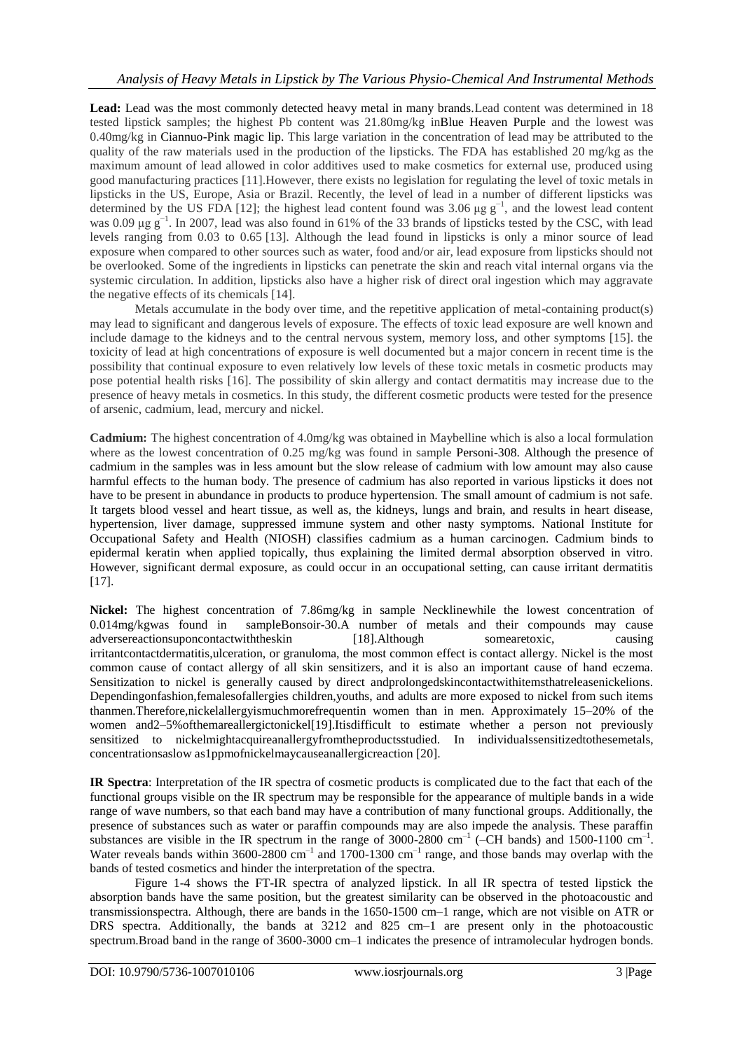**Lead:** Lead was the most commonly detected heavy metal in many brands.Lead content was determined in 18 tested lipstick samples; the highest Pb content was 21.80mg/kg inBlue Heaven Purple and the lowest was 0.40mg/kg in Ciannuo-Pink magic lip. This large variation in the concentration of lead may be attributed to the quality of the raw materials used in the production of the lipsticks. The FDA has established 20 mg/kg as the maximum amount of lead allowed in color additives used to make cosmetics for external use, produced using good manufacturing practices [11].However, there exists no legislation for regulating the level of toxic metals in lipsticks in the US, Europe, Asia or Brazil. Recently, the level of lead in a number of different lipsticks was determined by the US FDA [12]; the highest lead content found was 3.06 $\mu g\ g^{-1}$, and the lowest lead content was 0.09 $\mu g\ g^{-1}$. In 2007, lead was also found in 61% of the 33 brands of lipsticks tested by the CSC, with lead levels ranging from 0.03 to 0.65 [13]. Although the lead found in lipsticks is only a minor source of lead exposure when compared to other sources such as water, food and/or air, lead exposure from lipsticks should not be overlooked. Some of the ingredients in lipsticks can penetrate the skin and reach vital internal organs via the systemic circulation. In addition, lipsticks also have a higher risk of direct oral ingestion which may aggravate the negative effects of its chemicals [14].

Metals accumulate in the body over time, and the repetitive application of metal-containing product(s) may lead to significant and dangerous levels of exposure. The effects of toxic lead exposure are well known and include damage to the kidneys and to the central nervous system, memory loss, and other symptoms [15]. the toxicity of lead at high concentrations of exposure is well documented but a major concern in recent time is the possibility that continual exposure to even relatively low levels of these toxic metals in cosmetic products may pose potential health risks [16]. The possibility of skin allergy and contact dermatitis may increase due to the presence of heavy metals in cosmetics. In this study, the different cosmetic products were tested for the presence of arsenic, cadmium, lead, mercury and nickel.

**Cadmium:** The highest concentration of 4.0mg/kg was obtained in Maybelline which is also a local formulation where as the lowest concentration of 0.25 mg/kg was found in sample Personi-308. Although the presence of cadmium in the samples was in less amount but the slow release of cadmium with low amount may also cause harmful effects to the human body. The presence of cadmium has also reported in various lipsticks it does not have to be present in abundance in products to produce hypertension. The small amount of cadmium is not safe. It targets blood vessel and heart tissue, as well as, the kidneys, lungs and brain, and results in heart disease, hypertension, liver damage, suppressed immune system and other nasty symptoms. National Institute for Occupational Safety and Health (NIOSH) classifies cadmium as a human carcinogen. Cadmium binds to epidermal keratin when applied topically, thus explaining the limited dermal absorption observed in vitro. However, significant dermal exposure, as could occur in an occupational setting, can cause irritant dermatitis [17].

**Nickel:** The highest concentration of 7.86mg/kg in sample Necklinewhile the lowest concentration of 0.014mg/kgwas found in sampleBonsoir-30.A number of metals and their compounds may cause adversereactionsuponcontactwiththeskin [18].Although somearetoxic, causing irritantcontactdermatitis,ulceration, or granuloma, the most common effect is contact allergy. Nickel is the most common cause of contact allergy of all skin sensitizers, and it is also an important cause of hand eczema. Sensitization to nickel is generally caused by direct andprolongedskincontactwithitemsthatreleasenickelions. Dependingonfashion,femalesofallergies children,youths, and adults are more exposed to nickel from such items thanmen.Therefore,nickelallergyismuchmorefrequentin women than in men. Approximately 15–20% of the women and2–5%ofthemareallergictonickel[19].Itisdifficult to estimate whether a person not previously sensitized to nickelmightacquireanallergyfromtheproductsstudied. In individualssensitizedtothesemetals, concentrationsaslow as1ppmofnickelmaycauseanallergicreaction [20].

**IR Spectra**: Interpretation of the IR spectra of cosmetic products is complicated due to the fact that each of the functional groups visible on the IR spectrum may be responsible for the appearance of multiple bands in a wide range of wave numbers, so that each band may have a contribution of many functional groups. Additionally, the presence of substances such as water or paraffin compounds may are also impede the analysis. These paraffin substances are visible in the IR spectrum in the range of 3000-2800 $cm^{-1}$ (–CH bands) and 1500-1100 $cm^{-1}$. Water reveals bands within 3600-2800 $cm^{-1}$ and 1700-1300 $cm^{-1}$ range, and those bands may overlap with the bands of tested cosmetics and hinder the interpretation of the spectra.

Figure 1-4 shows the FT-IR spectra of analyzed lipstick. In all IR spectra of tested lipstick the absorption bands have the same position, but the greatest similarity can be observed in the photoacoustic and transmissionspectra. Although, there are bands in the 1650-1500 cm–1 range, which are not visible on ATR or DRS spectra. Additionally, the bands at 3212 and 825 cm–1 are present only in the photoacoustic spectrum.Broad band in the range of 3600-3000 cm–1 indicates the presence of intramolecular hydrogen bonds.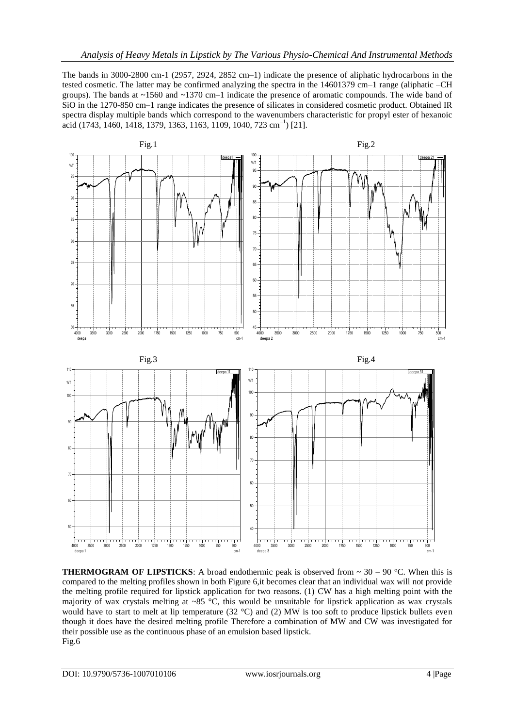The bands in 3000-2800 cm-1 (2957, 2924, 2852 cm–1) indicate the presence of aliphatic hydrocarbons in the tested cosmetic. The latter may be confirmed analyzing the spectra in the 14601379 cm–1 range (aliphatic –CH groups). The bands at ~1560 and ~1370 cm–1 indicate the presence of aromatic compounds. The wide band of SiO in the 1270-850 cm–1 range indicates the presence of silicates in considered cosmetic product. Obtained IR spectra display multiple bands which correspond to the wavenumbers characteristic for propyl ester of hexanoic acid (1743, 1460, 1418, 1379, 1363, 1163, 1109, 1040, 723 cm$^{-1}$) [21].

Fig.1

Fig.2

Fig.3

Fig.4

**THERMOGRAM OF LIPSTICKS**: A broad endothermic peak is observed from ~ 30 – 90 °C. When this is compared to the melting profiles shown in both Figure 6,it becomes clear that an individual wax will not provide the melting profile required for lipstick application for two reasons. (1) CW has a high melting point with the majority of wax crystals melting at ~85 °C, this would be unsuitable for lipstick application as wax crystals would have to start to melt at lip temperature (32 °C) and (2) MW is too soft to produce lipstick bullets even though it does have the desired melting profile Therefore a combination of MW and CW was investigated for their possible use as the continuous phase of an emulsion based lipstick.

Fig.6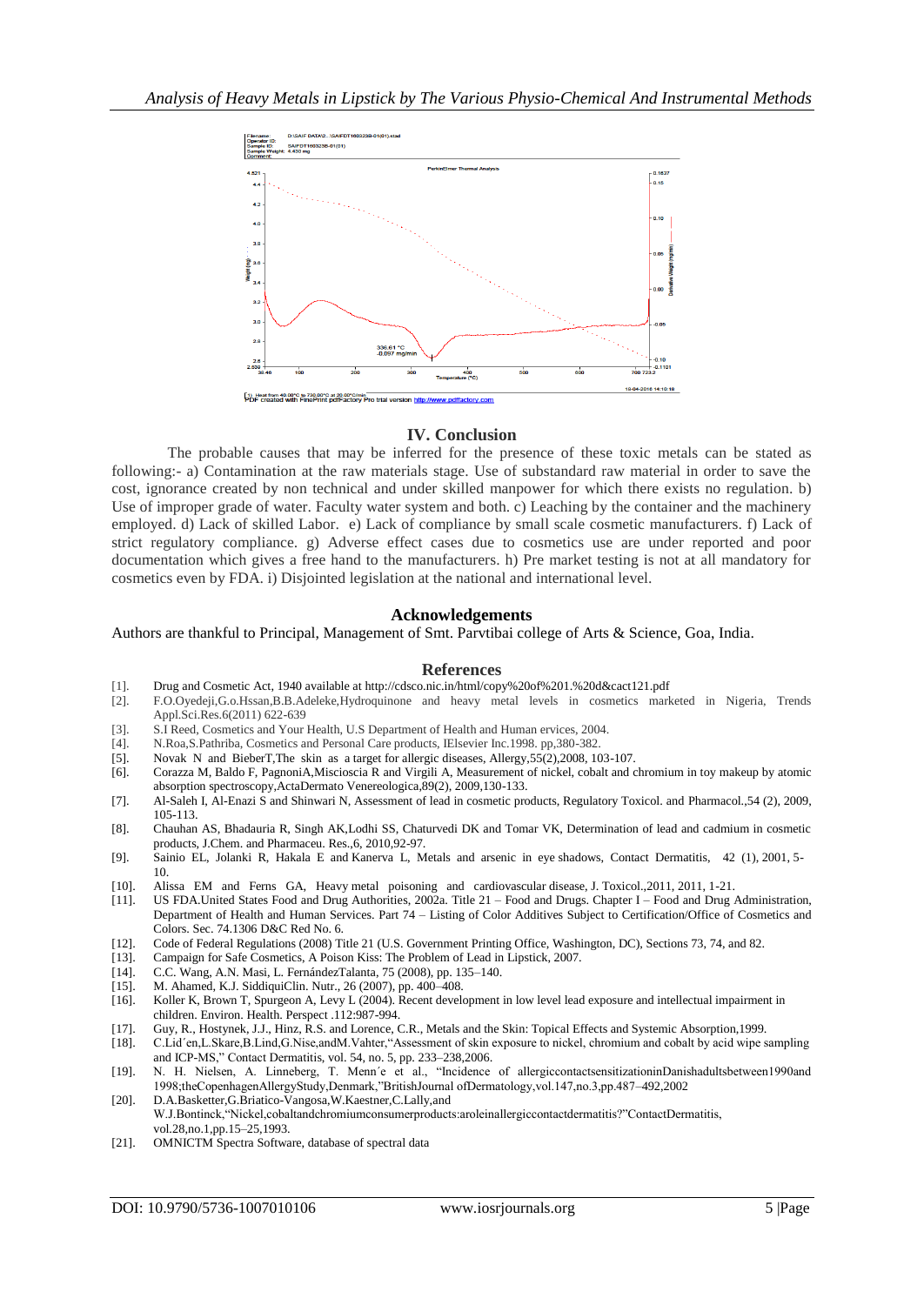## IV. Conclusion

The probable causes that may be inferred for the presence of these toxic metals can be stated as following:- a) Contamination at the raw materials stage. Use of substandard raw material in order to save the cost, ignorance created by non technical and under skilled manpower for which there exists no regulation. b) Use of improper grade of water. Faculty water system and both. c) Leaching by the container and the machinery employed. d) Lack of skilled Labor. e) Lack of compliance by small scale cosmetic manufacturers. f) Lack of strict regulatory compliance. g) Adverse effect cases due to cosmetics use are under reported and poor documentation which gives a free hand to the manufacturers. h) Pre market testing is not at all mandatory for cosmetics even by FDA. i) Disjointed legislation at the national and international level.

## Acknowledgements

Authors are thankful to Principal, Management of Smt. Parvtibai college of Arts & Science, Goa, India.

## References

[1]. Drug and Cosmetic Act, 1940 available at http://cdsco.nic.in/html/copy%20of%201.%20d&cact121.pdf
[2]. F.O.Oyedeji,G.o.Hssan,B.B.Adeleke,Hydroquinone and heavy metal levels in cosmetics marketed in Nigeria, Trends Appl.Sci.Res.6(2011) 622-639
[3]. S.I Reed, Cosmetics and Your Health, U.S Department of Health and Human ervices, 2004.
[4]. N.Roa,S.Pathriba, Cosmetics and Personal Care products, IElsevier Inc.1998. pp,380-382.
[5]. Novak N and BieberT,The skin as a target for allergic diseases, Allergy,55(2),2008, 103-107.
[6]. Corazza M, Baldo F, PagnoniA,Miscioscia R and Virgili A, Measurement of nickel, cobalt and chromium in toy makeup by atomic absorption spectroscopy,ActaDermato Venereologica,89(2), 2009,130-133.
[7]. Al-Saleh I, Al-Enazi S and Shinwari N, Assessment of lead in cosmetic products, Regulatory Toxicol. and Pharmacol.,54 (2), 2009, 105-113.
[8]. Chauhan AS, Bhadauria R, Singh AK,Lodhi SS, Chaturvedi DK and Tomar VK, Determination of lead and cadmium in cosmetic products, J.Chem. and Pharmaceu. Res.,6, 2010,92-97.
[9]. Sainio EL, Jolanki R, Hakala E and Kanerva L, Metals and arsenic in eye shadows, Contact Dermatitis, 42 (1), 2001, 5-10.
[10]. Alissa EM and Ferns GA, Heavy metal poisoning and cardiovascular disease, J. Toxicol.,2011, 2011, 1-21.
[11]. US FDA.United States Food and Drug Authorities, 2002a. Title 21 – Food and Drugs. Chapter I – Food and Drug Administration, Department of Health and Human Services. Part 74 – Listing of Color Additives Subject to Certification/Office of Cosmetics and Colors. Sec. 74.1306 D&C Red No. 6.
[12]. Code of Federal Regulations (2008) Title 21 (U.S. Government Printing Office, Washington, DC), Sections 73, 74, and 82.
[13]. Campaign for Safe Cosmetics, A Poison Kiss: The Problem of Lead in Lipstick, 2007.
[14]. C.C. Wang, A.N. Masi, L. FernándezTalanta, 75 (2008), pp. 135–140.
[15]. M. Ahamed, K.J. SiddiquiClin. Nutr., 26 (2007), pp. 400–408.
[16]. Koller K, Brown T, Spurgeon A, Levy L (2004). Recent development in low level lead exposure and intellectual impairment in children. Environ. Health. Perspect .112:987-994.
[17]. Guy, R., Hostynek, J.J., Hinz, R.S. and Lorence, C.R., Metals and the Skin: Topical Effects and Systemic Absorption,1999.
[18]. C.Lid´en,L.Skare,B.Lind,G.Nise,andM.Vahter,"Assessment of skin exposure to nickel, chromium and cobalt by acid wipe sampling and ICP-MS," Contact Dermatitis, vol. 54, no. 5, pp. 233–238,2006.
[19]. N. H. Nielsen, A. Linneberg, T. Menn´e et al., "Incidence of allergiccontactsensitizationinDanishadultsbetween1990and 1998;theCopenhagenAllergyStudy,Denmark,"BritishJournal ofDermatology,vol.147,no.3,pp.487–492,2002
[20]. D.A.Basketter,G.Briatico-Vangosa,W.Kaestner,C.Lally,and W.J.Bontinck,"Nickel,cobaltandchromiumconsumerproducts:aroleinallergiccontactdermatitis?"ContactDermatitis, vol.28,no.1,pp.15–25,1993.
[21]. OMNICTM Spectra Software, database of spectral data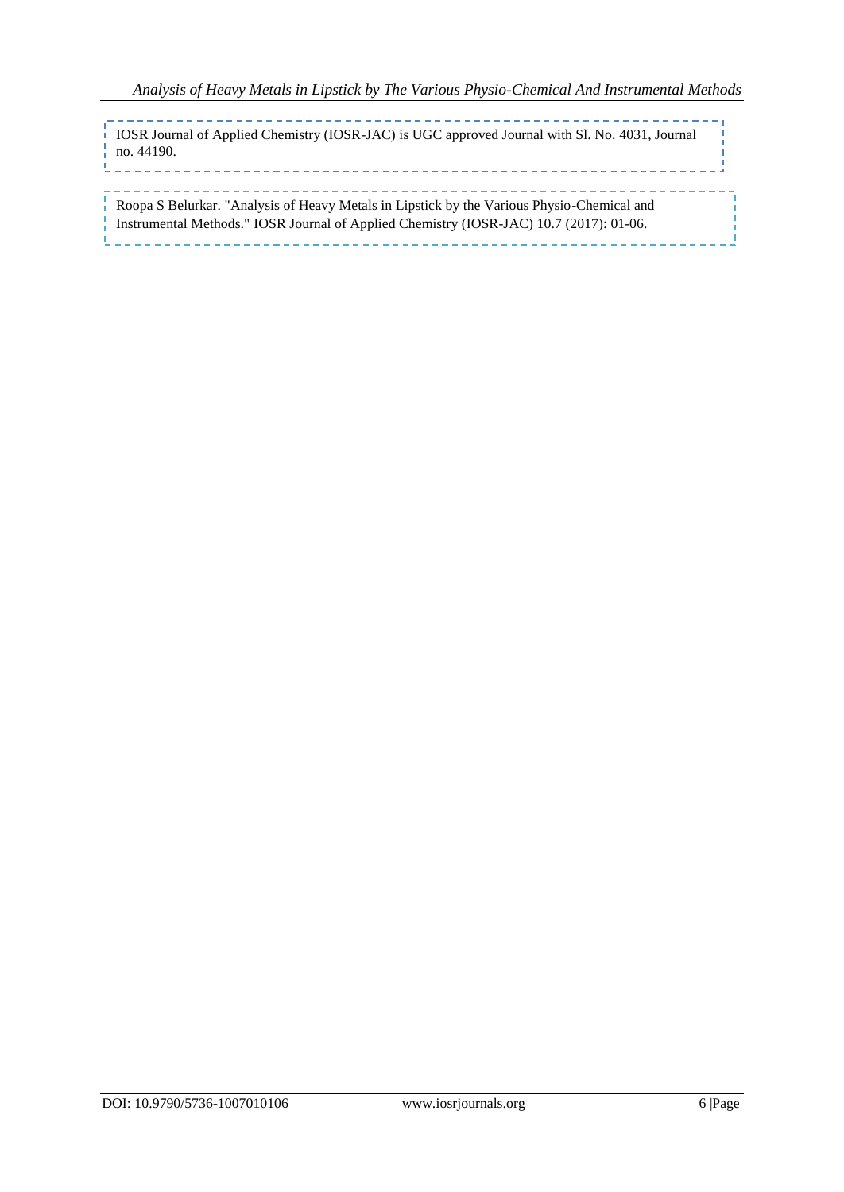IOSR Journal of Applied Chemistry (IOSR-JAC) is UGC approved Journal with Sl. No. 4031, Journal no. 44190.

Roopa S Belurkar. "Analysis of Heavy Metals in Lipstick by the Various Physio-Chemical and Instrumental Methods." IOSR Journal of Applied Chemistry (IOSR-JAC) 10.7 (2017): 01-06.